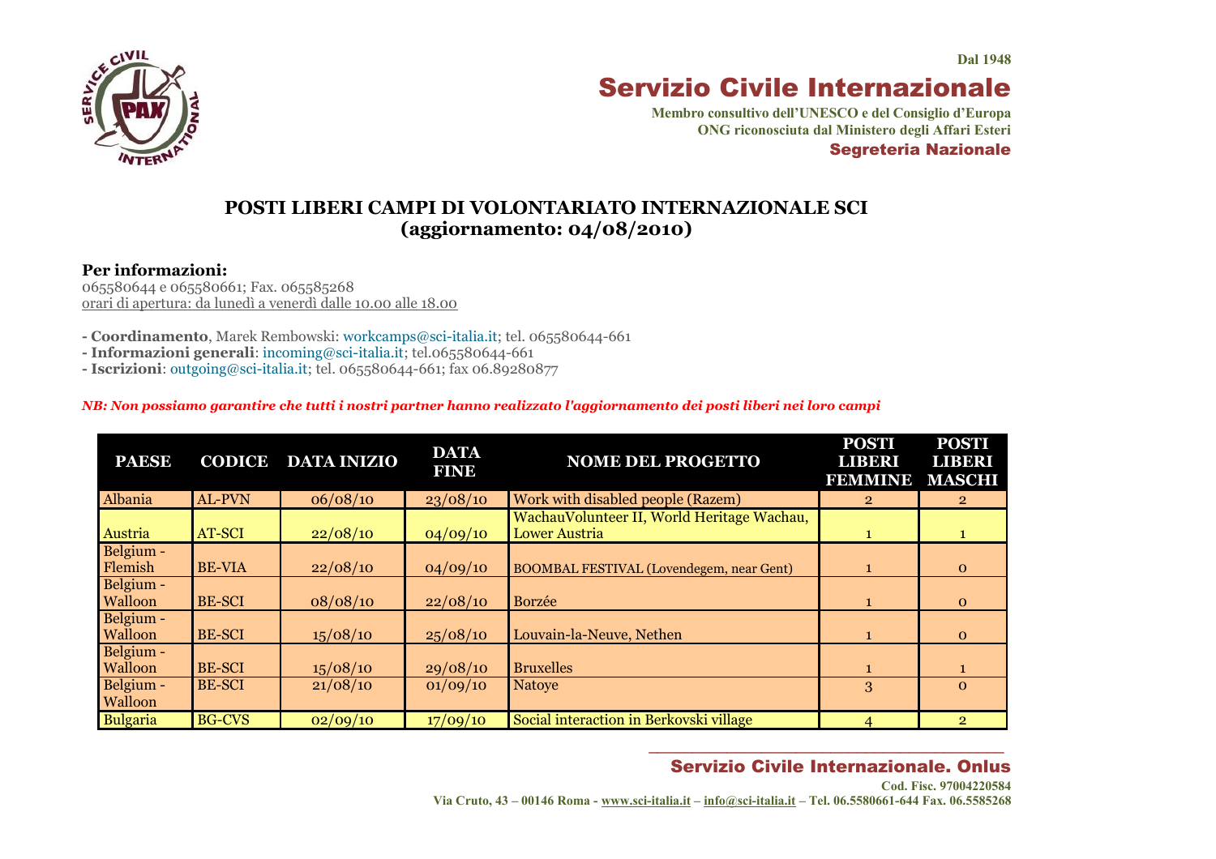Dal 1948

# Servizio Civile Internazionale

**Membro consultivo dell'UNESCO e del Consiglio d'Europa**
**ONG riconosciuta dal Ministero degli Affari Esteri**
**Segreteria Nazionale**

## POSTI LIBERI CAMPI DI VOLONTARIATO INTERNAZIONALE SCI (aggiornamento: 04/08/2010)

**Per informazioni:**
065580644 e 065580661; Fax. 065585268
orari di apertura: da lunedì a venerdì dalle 10.00 alle 18.00

- **Coordinamento**, Marek Rembowski: workcamps@sci-italia.it; tel. 065580644-661
- **Informazioni generali**: incoming@sci-italia.it; tel.065580644-661
- **Iscrizioni**: outgoing@sci-italia.it; tel. 065580644-661; fax 06.89280877

***NB: Non possiamo garantire che tutti i nostri partner hanno realizzato l'aggiornamento dei posti liberi nei loro campi***

| PAESE | CODICE | DATA INIZIO | DATA FINE | NOME DEL PROGETTO | POSTI LIBERI FEMMINE | POSTI LIBERI MASCHI |
|---|---|---|---|---|---|---|
| Albania | AL-PVN | 06/08/10 | 23/08/10 | Work with disabled people (Razem) | 2 | 2 |
| Austria | AT-SCI | 22/08/10 | 04/09/10 | WachauVolunteer II, World Heritage Wachau, Lower Austria | 1 | 1 |
| Belgium - Flemish | BE-VIA | 22/08/10 | 04/09/10 | BOOMBAL FESTIVAL (Lovendegem, near Gent) | 1 | 0 |
| Belgium - Walloon | BE-SCI | 08/08/10 | 22/08/10 | Borzée | 1 | 0 |
| Belgium - Walloon | BE-SCI | 15/08/10 | 25/08/10 | Louvain-la-Neuve, Nethen | 1 | 0 |
| Belgium - Walloon | BE-SCI | 15/08/10 | 29/08/10 | Bruxelles | 1 | 1 |
| Belgium - Walloon | BE-SCI | 21/08/10 | 01/09/10 | Natoye | 3 | 0 |
| Bulgaria | BG-CVS | 02/09/10 | 17/09/10 | Social interaction in Berkovski village | 4 | 2 |

**Servizio Civile Internazionale. Onlus**
Cod. Fisc. 97004220584
Via Cruto, 43 – 00146 Roma - www.sci-italia.it – info@sci-italia.it – Tel. 06.5580661-644 Fax. 06.5585268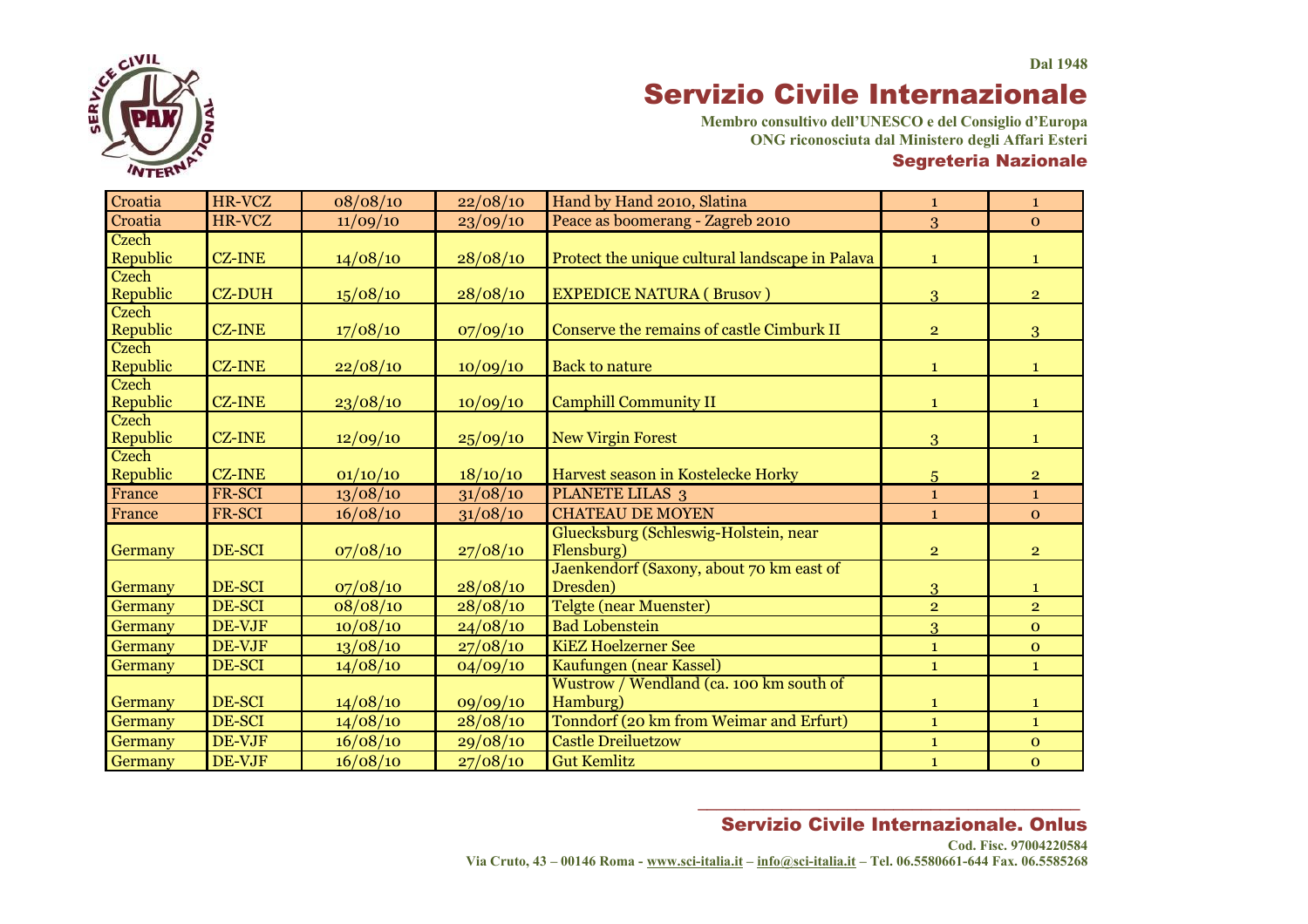Dal 1948

# Servizio Civile Internazionale

**Membro consultivo dell'UNESCO e del Consiglio d'Europa**
**ONG riconosciuta dal Ministero degli Affari Esteri**

## Segreteria Nazionale

| | | | | | | |
|---|---|---|---|---|---|---|
| Croatia | HR-VCZ | 08/08/10 | 22/08/10 | Hand by Hand 2010, Slatina | 1 | 1 |
| Croatia | HR-VCZ | 11/09/10 | 23/09/10 | Peace as boomerang - Zagreb 2010 | 3 | 0 |
| Czech Republic | CZ-INE | 14/08/10 | 28/08/10 | Protect the unique cultural landscape in Palava | 1 | 1 |
| Czech Republic | CZ-DUH | 15/08/10 | 28/08/10 | EXPEDICE NATURA ( Brusov ) | 3 | 2 |
| Czech Republic | CZ-INE | 17/08/10 | 07/09/10 | Conserve the remains of castle Cimburk II | 2 | 3 |
| Czech Republic | CZ-INE | 22/08/10 | 10/09/10 | Back to nature | 1 | 1 |
| Czech Republic | CZ-INE | 23/08/10 | 10/09/10 | Camphill Community II | 1 | 1 |
| Czech Republic | CZ-INE | 12/09/10 | 25/09/10 | New Virgin Forest | 3 | 1 |
| Czech Republic | CZ-INE | 01/10/10 | 18/10/10 | Harvest season in Kostelecke Horky | 5 | 2 |
| France | FR-SCI | 13/08/10 | 31/08/10 | PLANETE LILAS 3 | 1 | 1 |
| France | FR-SCI | 16/08/10 | 31/08/10 | CHATEAU DE MOYEN | 1 | 0 |
| Germany | DE-SCI | 07/08/10 | 27/08/10 | Gluecksburg (Schleswig-Holstein, near Flensburg) | 2 | 2 |
| Germany | DE-SCI | 07/08/10 | 28/08/10 | Jaenkendorf (Saxony, about 70 km east of Dresden) | 3 | 1 |
| Germany | DE-SCI | 08/08/10 | 28/08/10 | Telgte (near Muenster) | 2 | 2 |
| Germany | DE-VJF | 10/08/10 | 24/08/10 | Bad Lobenstein | 3 | 0 |
| Germany | DE-VJF | 13/08/10 | 27/08/10 | KiEZ Hoelzerner See | 1 | 0 |
| Germany | DE-SCI | 14/08/10 | 04/09/10 | Kaufungen (near Kassel) | 1 | 1 |
| Germany | DE-SCI | 14/08/10 | 09/09/10 | Wustrow / Wendland (ca. 100 km south of Hamburg) | 1 | 1 |
| Germany | DE-SCI | 14/08/10 | 28/08/10 | Tonndorf (20 km from Weimar and Erfurt) | 1 | 1 |
| Germany | DE-VJF | 16/08/10 | 29/08/10 | Castle Dreiluetzow | 1 | 0 |
| Germany | DE-VJF | 16/08/10 | 27/08/10 | Gut Kemlitz | 1 | 0 |

## Servizio Civile Internazionale. Onlus

**Cod. Fisc. 97004220584**
**Via Cruto, 43 – 00146 Roma - www.sci-italia.it – info@sci-italia.it – Tel. 06.5580661-644 Fax. 06.5585268**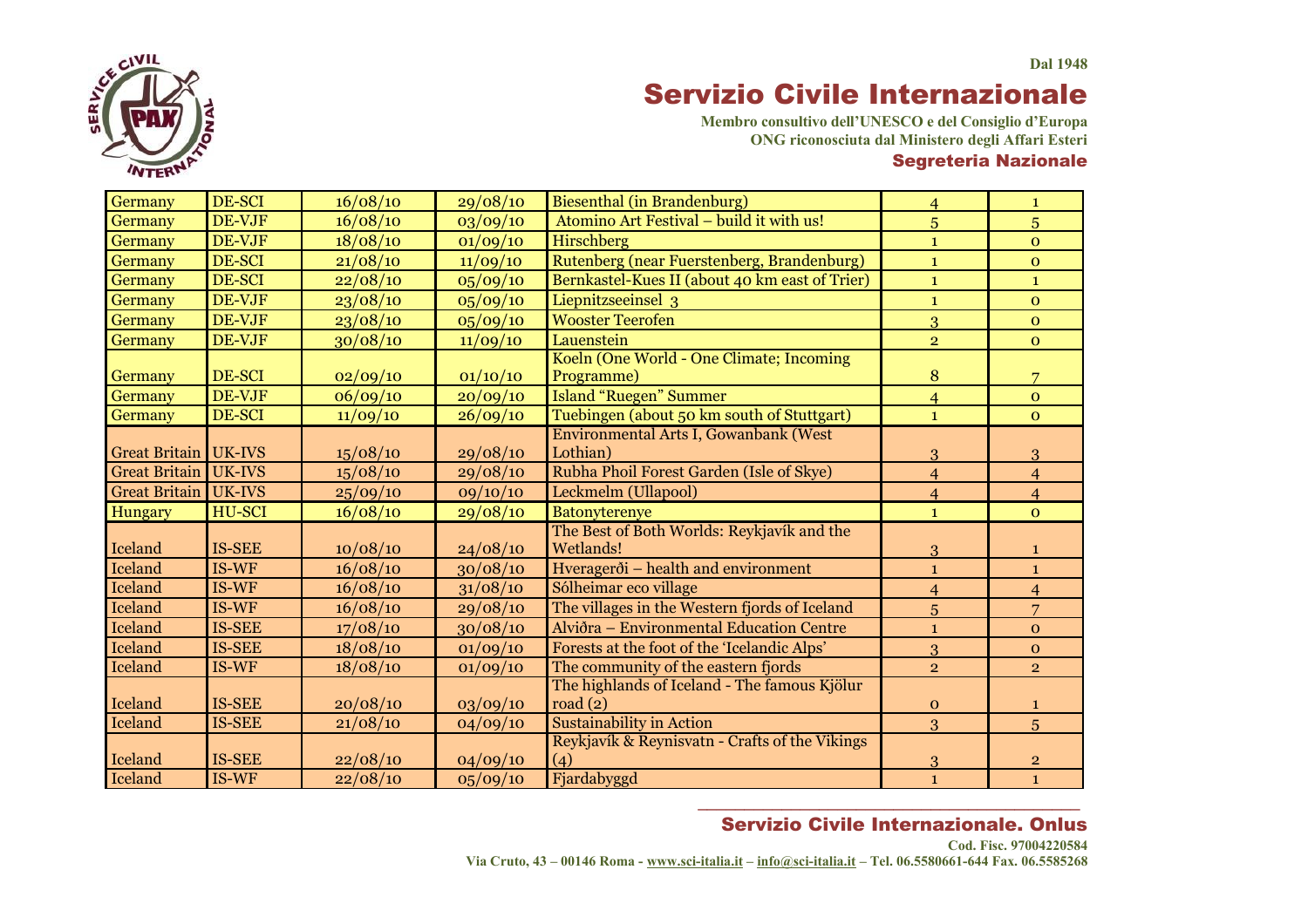| Germany | DE-SCI | 16/08/10 | 29/08/10 | Biesenthal (in Brandenburg) | 4 | 1 |
|---|---|---|---|---|---|---|
| Germany | DE-VJF | 16/08/10 | 03/09/10 | Atomino Art Festival – build it with us! | 5 | 5 |
| Germany | DE-VJF | 18/08/10 | 01/09/10 | Hirschberg | 1 | 0 |
| Germany | DE-SCI | 21/08/10 | 11/09/10 | Rutenberg (near Fuerstenberg, Brandenburg) | 1 | 0 |
| Germany | DE-SCI | 22/08/10 | 05/09/10 | Bernkastel-Kues II (about 40 km east of Trier) | 1 | 1 |
| Germany | DE-VJF | 23/08/10 | 05/09/10 | Liepnitzseeinsel 3 | 1 | 0 |
| Germany | DE-VJF | 23/08/10 | 05/09/10 | Wooster Teerofen | 3 | 0 |
| Germany | DE-VJF | 30/08/10 | 11/09/10 | Lauenstein | 2 | 0 |
| Germany | DE-SCI | 02/09/10 | 01/10/10 | Koeln (One World - One Climate; Incoming Programme) | 8 | 7 |
| Germany | DE-VJF | 06/09/10 | 20/09/10 | Island "Ruegen" Summer | 4 | 0 |
| Germany | DE-SCI | 11/09/10 | 26/09/10 | Tuebingen (about 50 km south of Stuttgart) | 1 | 0 |
| Great Britain | UK-IVS | 15/08/10 | 29/08/10 | Environmental Arts I, Gowanbank (West Lothian) | 3 | 3 |
| Great Britain | UK-IVS | 15/08/10 | 29/08/10 | Rubha Phoil Forest Garden (Isle of Skye) | 4 | 4 |
| Great Britain | UK-IVS | 25/09/10 | 09/10/10 | Leckmelm (Ullapool) | 4 | 4 |
| Hungary | HU-SCI | 16/08/10 | 29/08/10 | Batonyterenye | 1 | 0 |
| Iceland | IS-SEE | 10/08/10 | 24/08/10 | The Best of Both Worlds: Reykjavík and the Wetlands! | 3 | 1 |
| Iceland | IS-WF | 16/08/10 | 30/08/10 | Hveragerði – health and environment | 1 | 1 |
| Iceland | IS-WF | 16/08/10 | 31/08/10 | Sólheimar eco village | 4 | 4 |
| Iceland | IS-WF | 16/08/10 | 29/08/10 | The villages in the Western fjords of Iceland | 5 | 7 |
| Iceland | IS-SEE | 17/08/10 | 30/08/10 | Alviðra – Environmental Education Centre | 1 | 0 |
| Iceland | IS-SEE | 18/08/10 | 01/09/10 | Forests at the foot of the 'Icelandic Alps' | 3 | 0 |
| Iceland | IS-WF | 18/08/10 | 01/09/10 | The community of the eastern fjords | 2 | 2 |
| Iceland | IS-SEE | 20/08/10 | 03/09/10 | The highlands of Iceland - The famous Kjölur road (2) | 0 | 1 |
| Iceland | IS-SEE | 21/08/10 | 04/09/10 | Sustainability in Action | 3 | 5 |
| Iceland | IS-SEE | 22/08/10 | 04/09/10 | Reykjavík & Reynisvatn - Crafts of the Vikings (4) | 3 | 2 |
| Iceland | IS-WF | 22/08/10 | 05/09/10 | Fjardabyggd | 1 | 1 |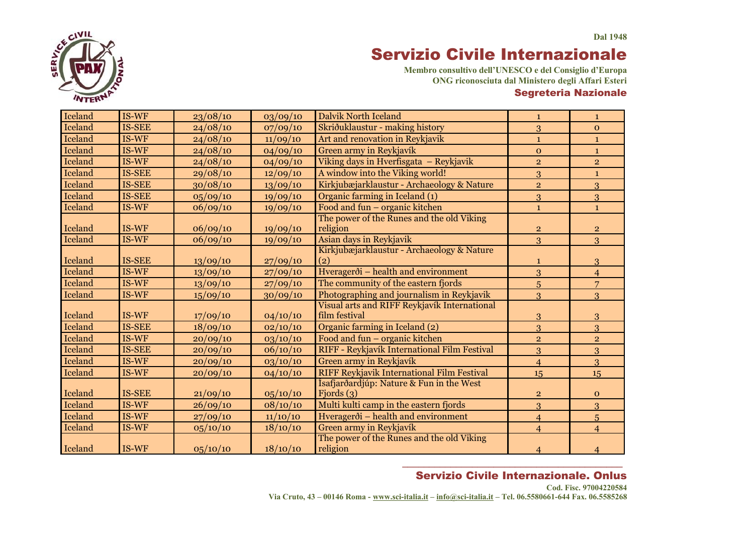| Iceland | IS-WF | 23/08/10 | 03/09/10 | Dalvik North Iceland | 1 | 1 |
|---|---|---|---|---|---|---|
| Iceland | IS-SEE | 24/08/10 | 07/09/10 | Skriðuklaustur - making history | 3 | 0 |
| Iceland | IS-WF | 24/08/10 | 11/09/10 | Art and renovation in Reykjavik | 1 | 1 |
| Iceland | IS-WF | 24/08/10 | 04/09/10 | Green army in Reykjavík | 0 | 1 |
| Iceland | IS-WF | 24/08/10 | 04/09/10 | Viking days in Hverfisgata – Reykjavik | 2 | 2 |
| Iceland | IS-SEE | 29/08/10 | 12/09/10 | A window into the Viking world! | 3 | 1 |
| Iceland | IS-SEE | 30/08/10 | 13/09/10 | Kirkjubæjarklaustur - Archaeology & Nature | 2 | 3 |
| Iceland | IS-SEE | 05/09/10 | 19/09/10 | Organic farming in Iceland (1) | 3 | 3 |
| Iceland | IS-WF | 06/09/10 | 19/09/10 | Food and fun – organic kitchen | 1 | 1 |
| Iceland | IS-WF | 06/09/10 | 19/09/10 | The power of the Runes and the old Viking religion | 2 | 2 |
| Iceland | IS-WF | 06/09/10 | 19/09/10 | Asian days in Reykjavik | 3 | 3 |
| Iceland | IS-SEE | 13/09/10 | 27/09/10 | Kirkjubæjarklaustur - Archaeology & Nature (2) | 1 | 3 |
| Iceland | IS-WF | 13/09/10 | 27/09/10 | Hveragerði – health and environment | 3 | 4 |
| Iceland | IS-WF | 13/09/10 | 27/09/10 | The community of the eastern fjords | 5 | 7 |
| Iceland | IS-WF | 15/09/10 | 30/09/10 | Photographing and journalism in Reykjavik | 3 | 3 |
| Iceland | IS-WF | 17/09/10 | 04/10/10 | Visual arts and RIFF Reykjavík International film festival | 3 | 3 |
| Iceland | IS-SEE | 18/09/10 | 02/10/10 | Organic farming in Iceland (2) | 3 | 3 |
| Iceland | IS-WF | 20/09/10 | 03/10/10 | Food and fun – organic kitchen | 2 | 2 |
| Iceland | IS-SEE | 20/09/10 | 06/10/10 | RIFF - Reykjavík International Film Festival | 3 | 3 |
| Iceland | IS-WF | 20/09/10 | 03/10/10 | Green army in Reykjavík | 4 | 3 |
| Iceland | IS-WF | 20/09/10 | 04/10/10 | RIFF Reykjavik International Film Festival | 15 | 15 |
| Iceland | IS-SEE | 21/09/10 | 05/10/10 | Ísafjarðardjúp: Nature & Fun in the West Fjords (3) | 2 | 0 |
| Iceland | IS-WF | 26/09/10 | 08/10/10 | Multi kulti camp in the eastern fjords | 3 | 3 |
| Iceland | IS-WF | 27/09/10 | 11/10/10 | Hveragerði – health and environment | 4 | 5 |
| Iceland | IS-WF | 05/10/10 | 18/10/10 | Green army in Reykjavík | 4 | 4 |
| Iceland | IS-WF | 05/10/10 | 18/10/10 | The power of the Runes and the old Viking religion | 4 | 4 |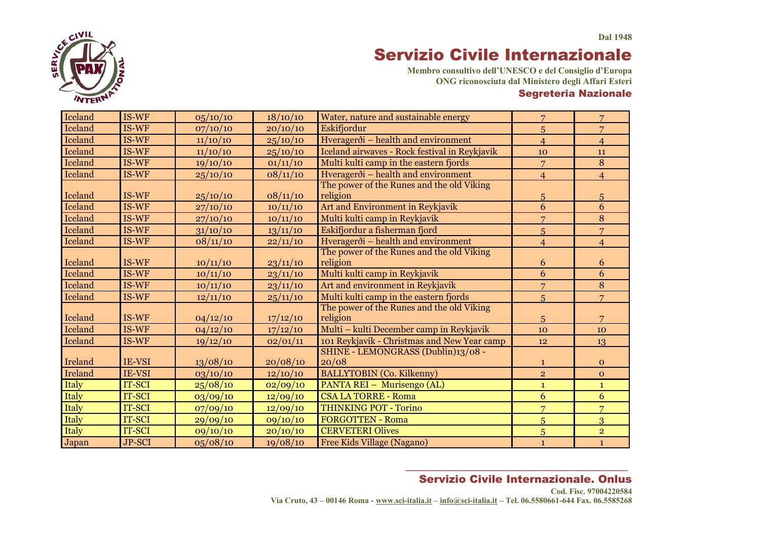| | | | | | | |
|---|---|---|---|---|---|---|
| Iceland | IS-WF | 05/10/10 | 18/10/10 | Water, nature and sustainable energy | 7 | 7 |
| Iceland | IS-WF | 07/10/10 | 20/10/10 | Eskifjordur | 5 | 7 |
| Iceland | IS-WF | 11/10/10 | 25/10/10 | Hveragerði – health and environment | 4 | 4 |
| Iceland | IS-WF | 11/10/10 | 25/10/10 | Iceland airwaves - Rock festival in Reykjavik | 10 | 11 |
| Iceland | IS-WF | 19/10/10 | 01/11/10 | Multi kulti camp in the eastern fjords | 7 | 8 |
| Iceland | IS-WF | 25/10/10 | 08/11/10 | Hveragerði – health and environment | 4 | 4 |
| Iceland | IS-WF | 25/10/10 | 08/11/10 | The power of the Runes and the old Viking religion | 5 | 5 |
| Iceland | IS-WF | 27/10/10 | 10/11/10 | Art and Environment in Reykjavik | 6 | 6 |
| Iceland | IS-WF | 27/10/10 | 10/11/10 | Multi kulti camp in Reykjavik | 7 | 8 |
| Iceland | IS-WF | 31/10/10 | 13/11/10 | Eskifjordur a fisherman fjord | 5 | 7 |
| Iceland | IS-WF | 08/11/10 | 22/11/10 | Hveragerði – health and environment | 4 | 4 |
| Iceland | IS-WF | 10/11/10 | 23/11/10 | The power of the Runes and the old Viking religion | 6 | 6 |
| Iceland | IS-WF | 10/11/10 | 23/11/10 | Multi kulti camp in Reykjavik | 6 | 6 |
| Iceland | IS-WF | 10/11/10 | 23/11/10 | Art and environment in Reykjavik | 7 | 8 |
| Iceland | IS-WF | 12/11/10 | 25/11/10 | Multi kulti camp in the eastern fjords | 5 | 7 |
| Iceland | IS-WF | 04/12/10 | 17/12/10 | The power of the Runes and the old Viking religion | 5 | 7 |
| Iceland | IS-WF | 04/12/10 | 17/12/10 | Multi – kulti December camp in Reykjavik | 10 | 10 |
| Iceland | IS-WF | 19/12/10 | 02/01/11 | 101 Reykjavik - Christmas and New Year camp | 12 | 13 |
| Ireland | IE-VSI | 13/08/10 | 20/08/10 | SHINE - LEMONGRASS (Dublin)13/08 - 20/08 | 1 | 0 |
| Ireland | IE-VSI | 03/10/10 | 12/10/10 | BALLYTOBIN (Co. Kilkenny) | 2 | 0 |
| Italy | IT-SCI | 25/08/10 | 02/09/10 | PANTA REI – Murisengo (AL) | 1 | 1 |
| Italy | IT-SCI | 03/09/10 | 12/09/10 | CSA LA TORRE - Roma | 6 | 6 |
| Italy | IT-SCI | 07/09/10 | 12/09/10 | THINKING POT - Torino | 7 | 7 |
| Italy | IT-SCI | 29/09/10 | 09/10/10 | FORGOTTEN - Roma | 5 | 3 |
| Italy | IT-SCI | 09/10/10 | 20/10/10 | CERVETERI Olives | 5 | 2 |
| Japan | JP-SCI | 05/08/10 | 19/08/10 | Free Kids Village (Nagano) | 1 | 1 |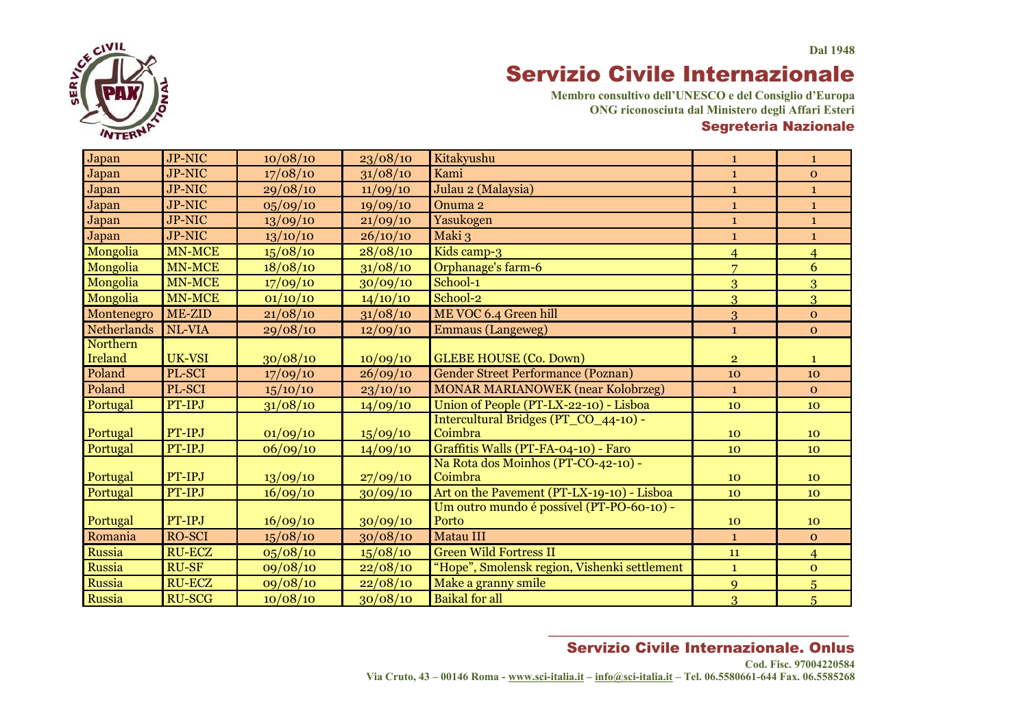| Japan | JP-NIC | 10/08/10 | 23/08/10 | Kitakyushu | 1 | 1 |
|---|---|---|---|---|---|---|
| Japan | JP-NIC | 17/08/10 | 31/08/10 | Kami | 1 | 0 |
| Japan | JP-NIC | 29/08/10 | 11/09/10 | Julau 2 (Malaysia) | 1 | 1 |
| Japan | JP-NIC | 05/09/10 | 19/09/10 | Onuma 2 | 1 | 1 |
| Japan | JP-NIC | 13/09/10 | 21/09/10 | Yasukogen | 1 | 1 |
| Japan | JP-NIC | 13/10/10 | 26/10/10 | Maki 3 | 1 | 1 |
| Mongolia | MN-MCE | 15/08/10 | 28/08/10 | Kids camp-3 | 4 | 4 |
| Mongolia | MN-MCE | 18/08/10 | 31/08/10 | Orphanage's farm-6 | 7 | 6 |
| Mongolia | MN-MCE | 17/09/10 | 30/09/10 | School-1 | 3 | 3 |
| Mongolia | MN-MCE | 01/10/10 | 14/10/10 | School-2 | 3 | 3 |
| Montenegro | ME-ZID | 21/08/10 | 31/08/10 | ME VOC 6.4 Green hill | 3 | 0 |
| Netherlands | NL-VIA | 29/08/10 | 12/09/10 | Emmaus (Langeweg) | 1 | 0 |
| Northern Ireland | UK-VSI | 30/08/10 | 10/09/10 | GLEBE HOUSE (Co. Down) | 2 | 1 |
| Poland | PL-SCI | 17/09/10 | 26/09/10 | Gender Street Performance (Poznan) | 10 | 10 |
| Poland | PL-SCI | 15/10/10 | 23/10/10 | MONAR MARIANOWEK (near Kolobrzeg) | 1 | 0 |
| Portugal | PT-IPJ | 31/08/10 | 14/09/10 | Union of People (PT-LX-22-10) - Lisboa | 10 | 10 |
| Portugal | PT-IPJ | 01/09/10 | 15/09/10 | Intercultural Bridges (PT_CO_44-10) - Coimbra | 10 | 10 |
| Portugal | PT-IPJ | 06/09/10 | 14/09/10 | Graffitis Walls (PT-FA-04-10) - Faro | 10 | 10 |
| Portugal | PT-IPJ | 13/09/10 | 27/09/10 | Na Rota dos Moinhos (PT-CO-42-10) - Coimbra | 10 | 10 |
| Portugal | PT-IPJ | 16/09/10 | 30/09/10 | Art on the Pavement (PT-LX-19-10) - Lisboa | 10 | 10 |
| Portugal | PT-IPJ | 16/09/10 | 30/09/10 | Um outro mundo é possível (PT-PO-60-10) - Porto | 10 | 10 |
| Romania | RO-SCI | 15/08/10 | 30/08/10 | Matau III | 1 | 0 |
| Russia | RU-ECZ | 05/08/10 | 15/08/10 | Green Wild Fortress II | 11 | 4 |
| Russia | RU-SF | 09/08/10 | 22/08/10 | "Hope", Smolensk region, Vishenki settlement | 1 | 0 |
| Russia | RU-ECZ | 09/08/10 | 22/08/10 | Make a granny smile | 9 | 5 |
| Russia | RU-SCG | 10/08/10 | 30/08/10 | Baikal for all | 3 | 5 |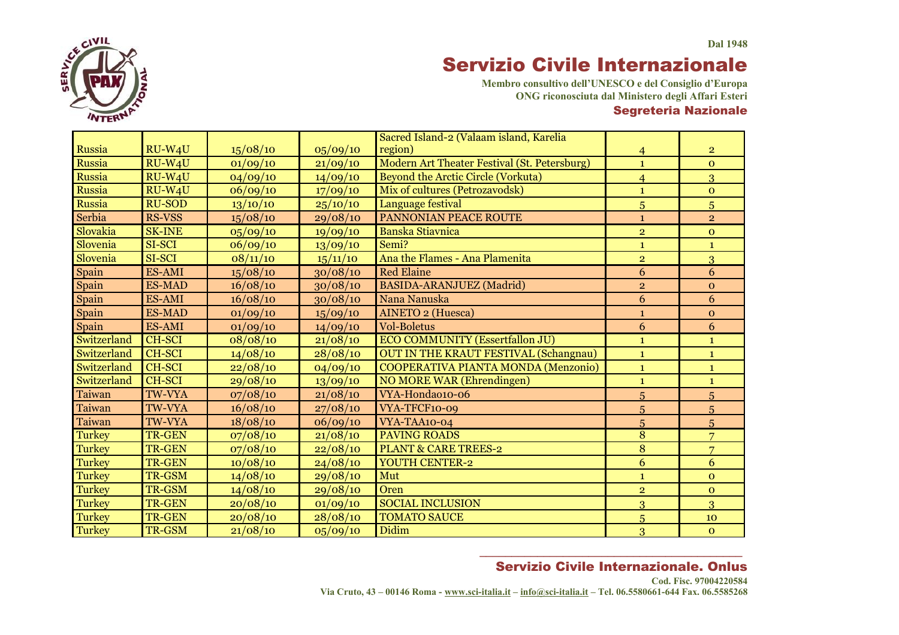**Dal 1948**

# Servizio Civile Internazionale

**Membro consultivo dell'UNESCO e del Consiglio d'Europa**
**ONG riconosciuta dal Ministero degli Affari Esteri**

**Segreteria Nazionale**

| | | | | | | |
|---|---|---|---|---|---|---|
| Russia | RU-W4U | 15/08/10 | 05/09/10 | Sacred Island-2 (Valaam island, Karelia region) | 4 | 2 |
| Russia | RU-W4U | 01/09/10 | 21/09/10 | Modern Art Theater Festival (St. Petersburg) | 1 | 0 |
| Russia | RU-W4U | 04/09/10 | 14/09/10 | Beyond the Arctic Circle (Vorkuta) | 4 | 3 |
| Russia | RU-W4U | 06/09/10 | 17/09/10 | Mix of cultures (Petrozavodsk) | 1 | 0 |
| Russia | RU-SOD | 13/10/10 | 25/10/10 | Language festival | 5 | 5 |
| Serbia | RS-VSS | 15/08/10 | 29/08/10 | PANNONIAN PEACE ROUTE | 1 | 2 |
| Slovakia | SK-INE | 05/09/10 | 19/09/10 | Banska Stiavnica | 2 | 0 |
| Slovenia | SI-SCI | 06/09/10 | 13/09/10 | Semi? | 1 | 1 |
| Slovenia | SI-SCI | 08/11/10 | 15/11/10 | Ana the Flames - Ana Plamenita | 2 | 3 |
| Spain | ES-AMI | 15/08/10 | 30/08/10 | Red Elaine | 6 | 6 |
| Spain | ES-MAD | 16/08/10 | 30/08/10 | BASIDA-ARANJUEZ (Madrid) | 2 | 0 |
| Spain | ES-AMI | 16/08/10 | 30/08/10 | Nana Nanuska | 6 | 6 |
| Spain | ES-MAD | 01/09/10 | 15/09/10 | AINETO 2 (Huesca) | 1 | 0 |
| Spain | ES-AMI | 01/09/10 | 14/09/10 | Vol-Boletus | 6 | 6 |
| Switzerland | CH-SCI | 08/08/10 | 21/08/10 | ECO COMMUNITY (Essertfallon JU) | 1 | 1 |
| Switzerland | CH-SCI | 14/08/10 | 28/08/10 | OUT IN THE KRAUT FESTIVAL (Schangnau) | 1 | 1 |
| Switzerland | CH-SCI | 22/08/10 | 04/09/10 | COOPERATIVA PIANTA MONDA (Menzonio) | 1 | 1 |
| Switzerland | CH-SCI | 29/08/10 | 13/09/10 | NO MORE WAR (Ehrendingen) | 1 | 1 |
| Taiwan | TW-VYA | 07/08/10 | 21/08/10 | VYA-Honda010-06 | 5 | 5 |
| Taiwan | TW-VYA | 16/08/10 | 27/08/10 | VYA-TFCF10-09 | 5 | 5 |
| Taiwan | TW-VYA | 18/08/10 | 06/09/10 | VYA-TAA10-04 | 5 | 5 |
| Turkey | TR-GEN | 07/08/10 | 21/08/10 | PAVING ROADS | 8 | 7 |
| Turkey | TR-GEN | 07/08/10 | 22/08/10 | PLANT & CARE TREES-2 | 8 | 7 |
| Turkey | TR-GEN | 10/08/10 | 24/08/10 | YOUTH CENTER-2 | 6 | 6 |
| Turkey | TR-GSM | 14/08/10 | 29/08/10 | Mut | 1 | 0 |
| Turkey | TR-GSM | 14/08/10 | 29/08/10 | Oren | 2 | 0 |
| Turkey | TR-GEN | 20/08/10 | 01/09/10 | SOCIAL INCLUSION | 3 | 3 |
| Turkey | TR-GEN | 20/08/10 | 28/08/10 | TOMATO SAUCE | 5 | 10 |
| Turkey | TR-GSM | 21/08/10 | 05/09/10 | Didim | 3 | 0 |

**Servizio Civile Internazionale. Onlus**

**Cod. Fisc. 97004220584**
**Via Cruto, 43 – 00146 Roma - www.sci-italia.it – info@sci-italia.it – Tel. 06.5580661-644 Fax. 06.5585268**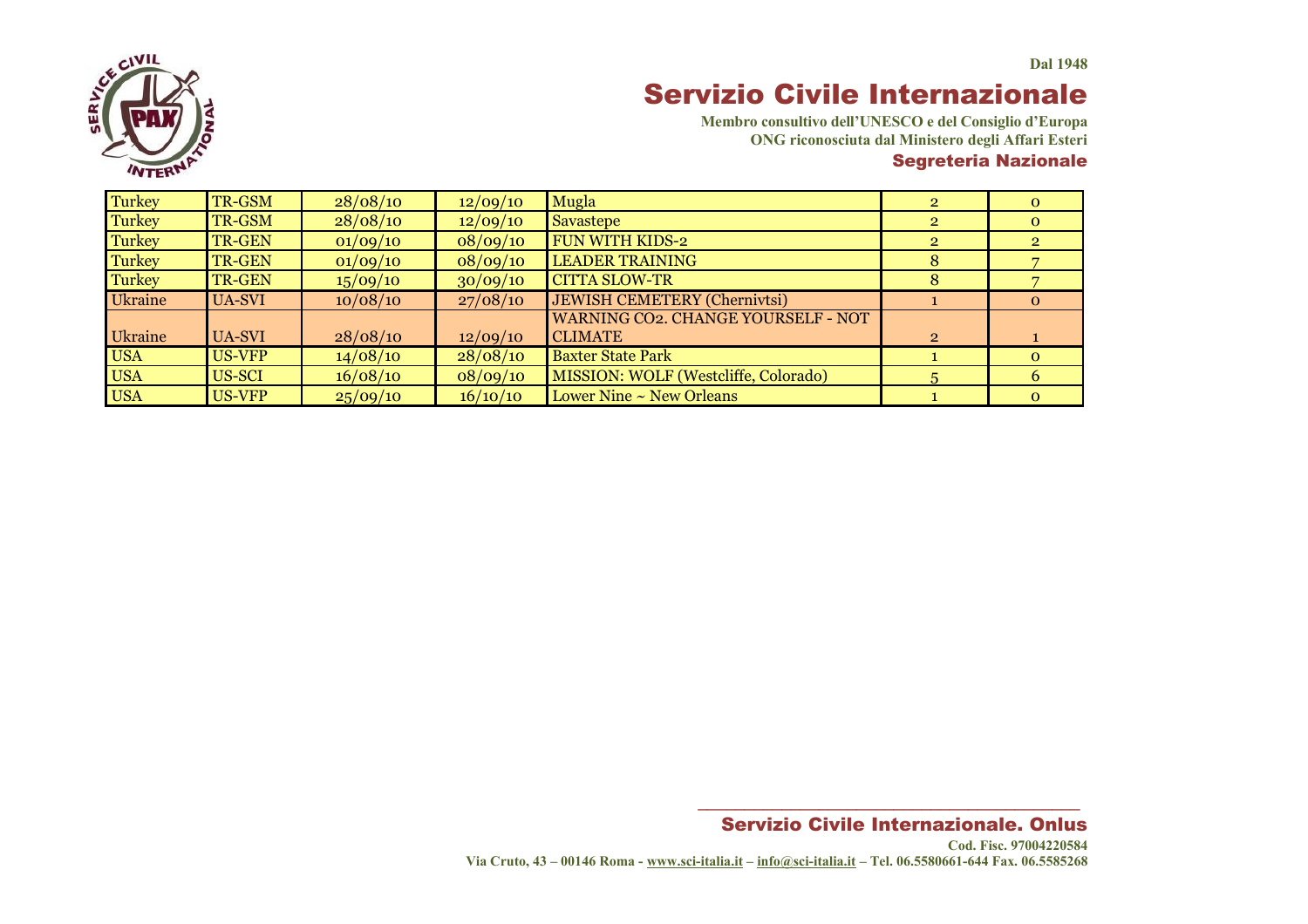Dal 1948

# Servizio Civile Internazionale

**Membro consultivo dell'UNESCO e del Consiglio d'Europa**
**ONG riconosciuta dal Ministero degli Affari Esteri**

**Segreteria Nazionale**

| | | | | | | |
|---|---|---|---|---|---|---|
| Turkey | TR-GSM | 28/08/10 | 12/09/10 | Mugla | 2 | 0 |
| Turkey | TR-GSM | 28/08/10 | 12/09/10 | Savastepe | 2 | 0 |
| Turkey | TR-GEN | 01/09/10 | 08/09/10 | FUN WITH KIDS-2 | 2 | 2 |
| Turkey | TR-GEN | 01/09/10 | 08/09/10 | LEADER TRAINING | 8 | 7 |
| Turkey | TR-GEN | 15/09/10 | 30/09/10 | CITTA SLOW-TR | 8 | 7 |
| Ukraine | UA-SVI | 10/08/10 | 27/08/10 | JEWISH CEMETERY (Chernivtsi) | 1 | 0 |
| Ukraine | UA-SVI | 28/08/10 | 12/09/10 | WARNING CO2. CHANGE YOURSELF - NOT CLIMATE | 2 | 1 |
| USA | US-VFP | 14/08/10 | 28/08/10 | Baxter State Park | 1 | 0 |
| USA | US-SCI | 16/08/10 | 08/09/10 | MISSION: WOLF (Westcliffe, Colorado) | 5 | 6 |
| USA | US-VFP | 25/09/10 | 16/10/10 | Lower Nine ~ New Orleans | 1 | 0 |

**Servizio Civile Internazionale. Onlus**

Cod. Fisc. 97004220584

Via Cruto, 43 – 00146 Roma - www.sci-italia.it – info@sci-italia.it – Tel. 06.5580661-644 Fax. 06.5585268